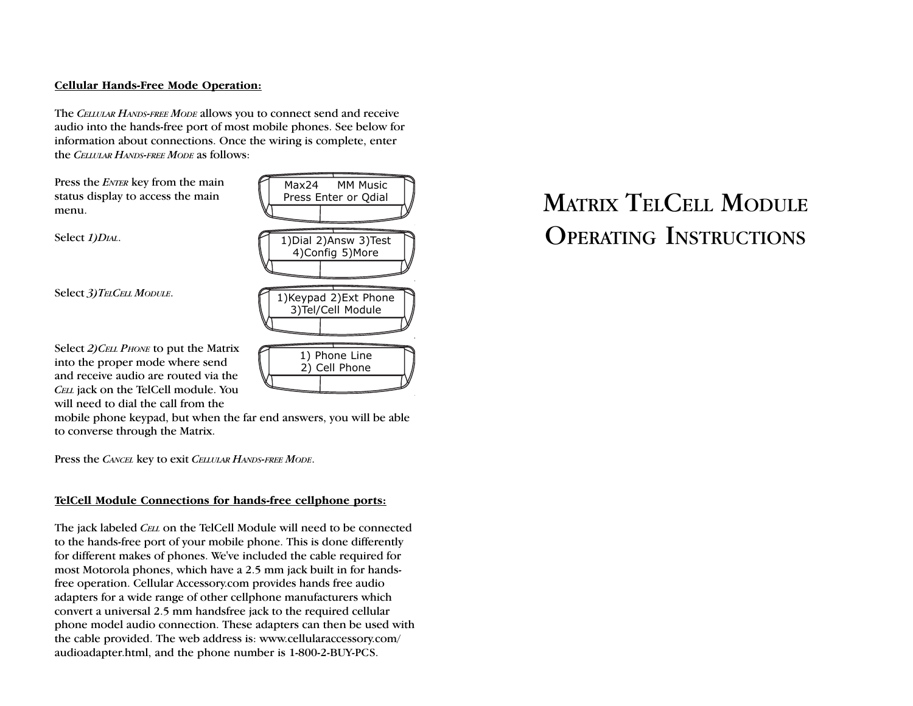# Matrix TelCell Module Operating Instructions

**Cellular Hands-Free Mode Operation:**

The *Cellular Hands-free Mode* allows you to connect send and receive audio into the hands-free port of most mobile phones. See below for information about connections. Once the wiring is complete, enter the *Cellular Hands-free Mode* as follows:

Press the *Enter* key from the main status display to access the main menu.

```
Max24     MM Music
Press Enter or Qdial
```

Select *1)Dial*.

```
1)Dial 2)Answ 3)Test
4)Config 5)More
```

Select *3)TelCell Module*.

```
1)Keypad 2)Ext Phone
3)Tel/Cell Module
```

Select *2)Cell Phone* to put the Matrix into the proper mode where send and receive audio are routed via the *Cell* jack on the TelCell module. You will need to dial the call from the mobile phone keypad, but when the far end answers, you will be able to converse through the Matrix.

```
1) Phone Line
2) Cell Phone
```

Press the *Cancel* key to exit *Cellular Hands-free Mode*.

**TelCell Module Connections for hands-free cellphone ports:**

The jack labeled *Cell* on the TelCell Module will need to be connected to the hands-free port of your mobile phone. This is done differently for different makes of phones. We've included the cable required for most Motorola phones, which have a 2.5 mm jack built in for hands-free operation. Cellular Accessory.com provides hands free audio adapters for a wide range of other cellphone manufacturers which convert a universal 2.5 mm handsfree jack to the required cellular phone model audio connection. These adapters can then be used with the cable provided. The web address is: www.cellularaccessory.com/audioadapter.html, and the phone number is 1-800-2-BUY-PCS.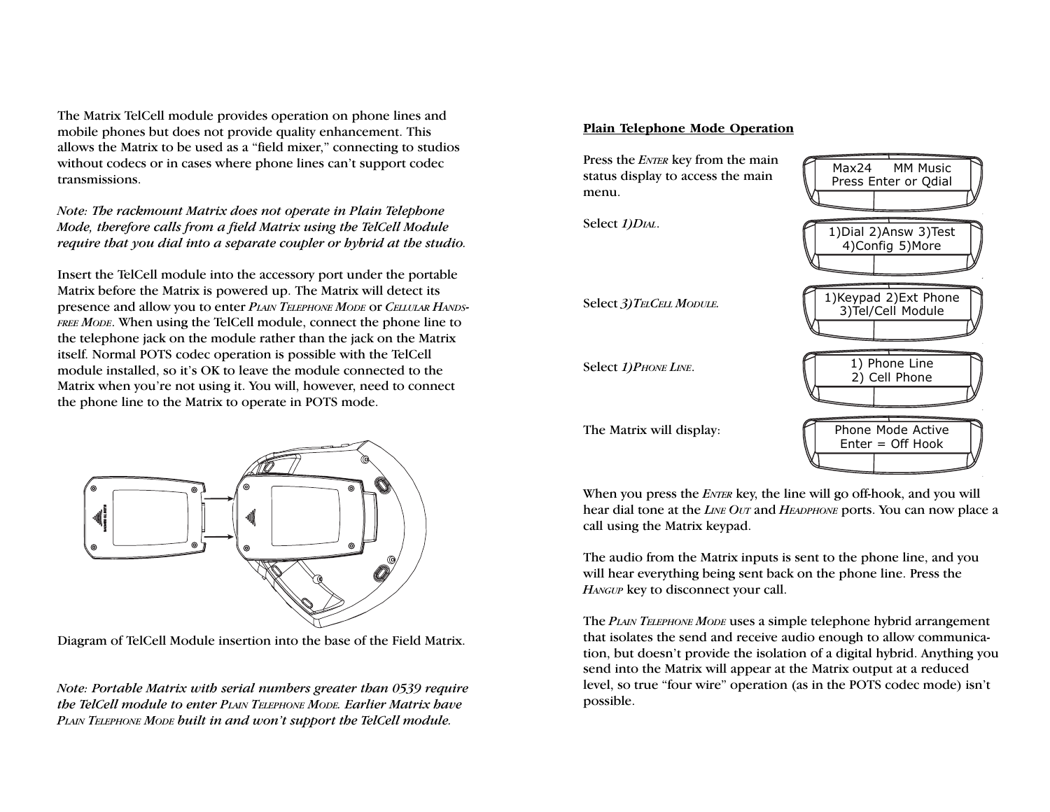The Matrix TelCell module provides operation on phone lines and mobile phones but does not provide quality enhancement. This allows the Matrix to be used as a "field mixer," connecting to studios without codecs or in cases where phone lines can't support codec transmissions.

*Note: The rackmount Matrix does not operate in Plain Telephone Mode, therefore calls from a field Matrix using the TelCell Module require that you dial into a separate coupler or hybrid at the studio.*

Insert the TelCell module into the accessory port under the portable Matrix before the Matrix is powered up. The Matrix will detect its presence and allow you to enter PLAIN TELEPHONE MODE or CELLULAR HANDS-FREE MODE. When using the TelCell module, connect the phone line to the telephone jack on the module rather than the jack on the Matrix itself. Normal POTS codec operation is possible with the TelCell module installed, so it's OK to leave the module connected to the Matrix when you're not using it. You will, however, need to connect the phone line to the Matrix to operate in POTS mode.

Diagram of TelCell Module insertion into the base of the Field Matrix.

*Note: Portable Matrix with serial numbers greater than 0539 require the TelCell module to enter PLAIN TELEPHONE MODE. Earlier Matrix have PLAIN TELEPHONE MODE built in and won't support the TelCell module.*

**Plain Telephone Mode Operation**

Press the ENTER key from the main status display to access the main menu.

```
Max24     MM Music
Press Enter or Qdial
```

Select *1)DIAL*.

```
1)Dial 2)Answ 3)Test
4)Config 5)More
```

Select *3)TELCELL MODULE*.

```
1)Keypad 2)Ext Phone
3)Tel/Cell Module
```

Select *1)PHONE LINE*.

```
1) Phone Line
2) Cell Phone
```

The Matrix will display:

```
Phone Mode Active
Enter = Off Hook
```

When you press the ENTER key, the line will go off-hook, and you will hear dial tone at the LINE OUT and HEADPHONE ports. You can now place a call using the Matrix keypad.

The audio from the Matrix inputs is sent to the phone line, and you will hear everything being sent back on the phone line. Press the HANGUP key to disconnect your call.

The PLAIN TELEPHONE MODE uses a simple telephone hybrid arrangement that isolates the send and receive audio enough to allow communication, but doesn't provide the isolation of a digital hybrid. Anything you send into the Matrix will appear at the Matrix output at a reduced level, so true "four wire" operation (as in the POTS codec mode) isn't possible.